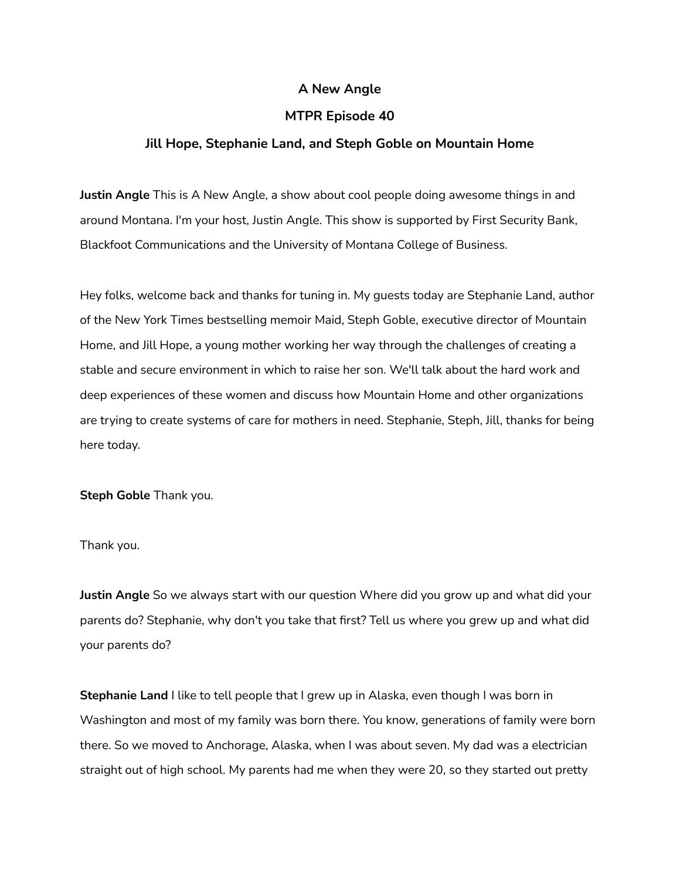**A New Angle**

**MTPR Episode 40**

**Jill Hope, Stephanie Land, and Steph Goble on Mountain Home**

**Justin Angle** This is A New Angle, a show about cool people doing awesome things in and around Montana. I'm your host, Justin Angle. This show is supported by First Security Bank, Blackfoot Communications and the University of Montana College of Business.

Hey folks, welcome back and thanks for tuning in. My guests today are Stephanie Land, author of the New York Times bestselling memoir Maid, Steph Goble, executive director of Mountain Home, and Jill Hope, a young mother working her way through the challenges of creating a stable and secure environment in which to raise her son. We'll talk about the hard work and deep experiences of these women and discuss how Mountain Home and other organizations are trying to create systems of care for mothers in need. Stephanie, Steph, Jill, thanks for being here today.

**Steph Goble** Thank you.

Thank you.

**Justin Angle** So we always start with our question Where did you grow up and what did your parents do? Stephanie, why don't you take that first? Tell us where you grew up and what did your parents do?

**Stephanie Land** I like to tell people that I grew up in Alaska, even though I was born in Washington and most of my family was born there. You know, generations of family were born there. So we moved to Anchorage, Alaska, when I was about seven. My dad was a electrician straight out of high school. My parents had me when they were 20, so they started out pretty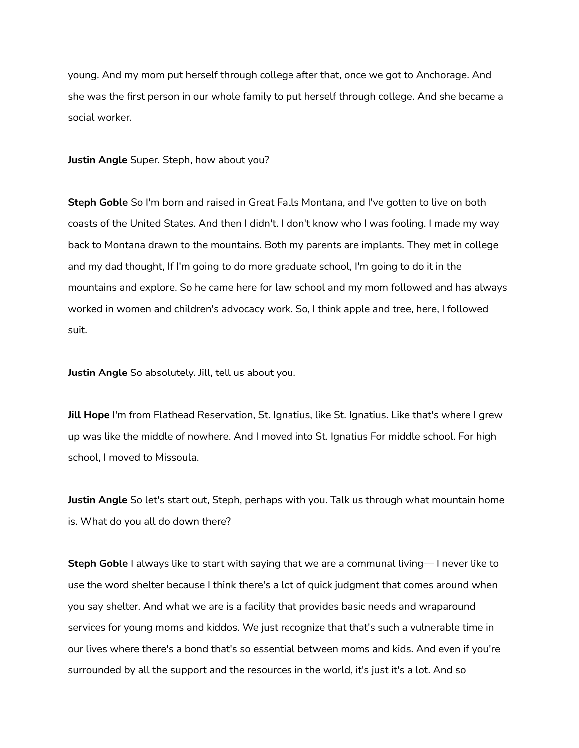young. And my mom put herself through college after that, once we got to Anchorage. And she was the first person in our whole family to put herself through college. And she became a social worker.

**Justin Angle** Super. Steph, how about you?

**Steph Goble** So I'm born and raised in Great Falls Montana, and I've gotten to live on both coasts of the United States. And then I didn't. I don't know who I was fooling. I made my way back to Montana drawn to the mountains. Both my parents are implants. They met in college and my dad thought, If I'm going to do more graduate school, I'm going to do it in the mountains and explore. So he came here for law school and my mom followed and has always worked in women and children's advocacy work. So, I think apple and tree, here, I followed suit.

**Justin Angle** So absolutely. Jill, tell us about you.

**Jill Hope** I'm from Flathead Reservation, St. Ignatius, like St. Ignatius. Like that's where I grew up was like the middle of nowhere. And I moved into St. Ignatius For middle school. For high school, I moved to Missoula.

**Justin Angle** So let's start out, Steph, perhaps with you. Talk us through what mountain home is. What do you all do down there?

**Steph Goble** I always like to start with saying that we are a communal living— I never like to use the word shelter because I think there's a lot of quick judgment that comes around when you say shelter. And what we are is a facility that provides basic needs and wraparound services for young moms and kiddos. We just recognize that that's such a vulnerable time in our lives where there's a bond that's so essential between moms and kids. And even if you're surrounded by all the support and the resources in the world, it's just it's a lot. And so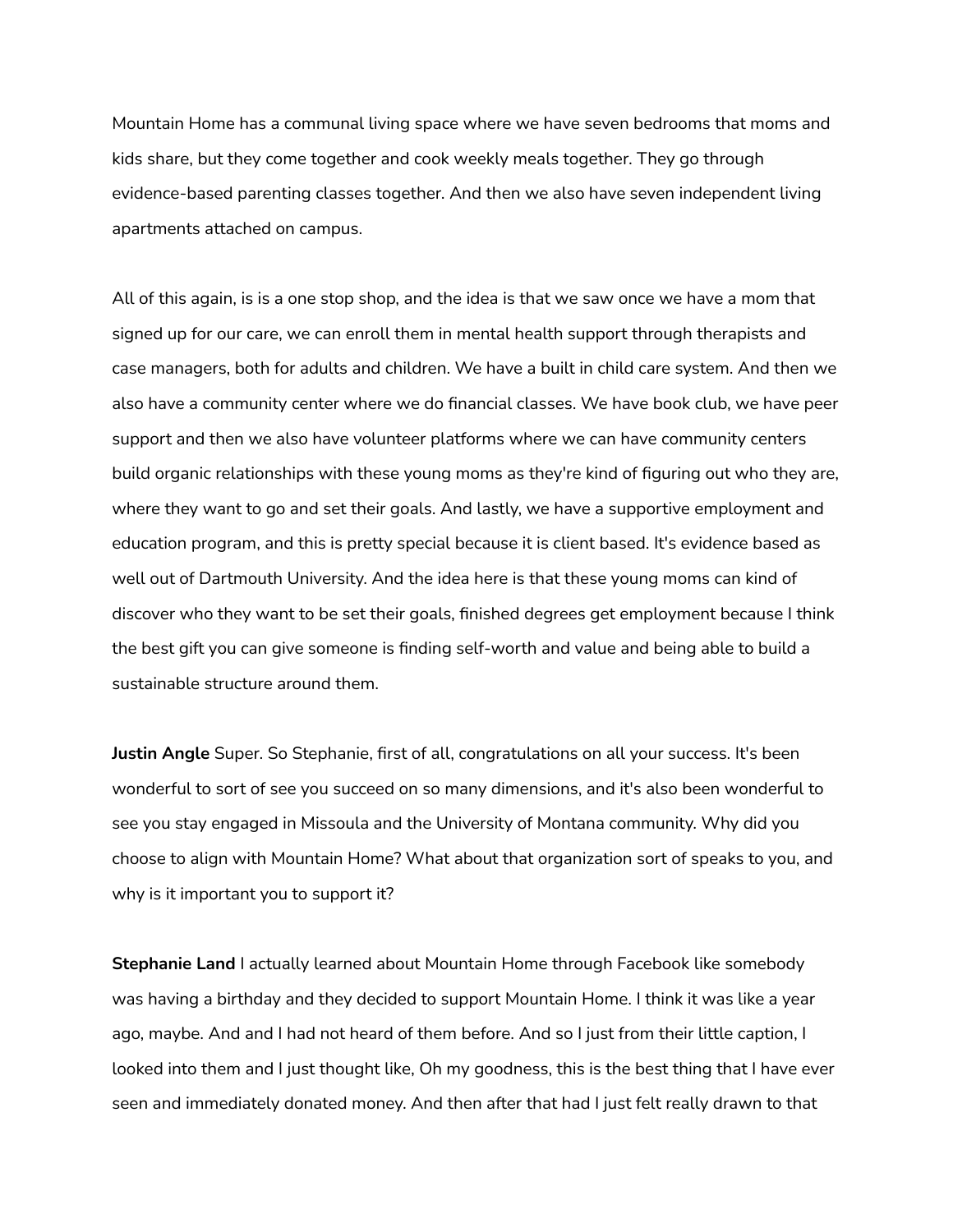Mountain Home has a communal living space where we have seven bedrooms that moms and kids share, but they come together and cook weekly meals together. They go through evidence-based parenting classes together. And then we also have seven independent living apartments attached on campus.

All of this again, is is a one stop shop, and the idea is that we saw once we have a mom that signed up for our care, we can enroll them in mental health support through therapists and case managers, both for adults and children. We have a built in child care system. And then we also have a community center where we do financial classes. We have book club, we have peer support and then we also have volunteer platforms where we can have community centers build organic relationships with these young moms as they're kind of figuring out who they are, where they want to go and set their goals. And lastly, we have a supportive employment and education program, and this is pretty special because it is client based. It's evidence based as well out of Dartmouth University. And the idea here is that these young moms can kind of discover who they want to be set their goals, finished degrees get employment because I think the best gift you can give someone is finding self-worth and value and being able to build a sustainable structure around them.

**Justin Angle** Super. So Stephanie, first of all, congratulations on all your success. It's been wonderful to sort of see you succeed on so many dimensions, and it's also been wonderful to see you stay engaged in Missoula and the University of Montana community. Why did you choose to align with Mountain Home? What about that organization sort of speaks to you, and why is it important you to support it?

**Stephanie Land** I actually learned about Mountain Home through Facebook like somebody was having a birthday and they decided to support Mountain Home. I think it was like a year ago, maybe. And and I had not heard of them before. And so I just from their little caption, I looked into them and I just thought like, Oh my goodness, this is the best thing that I have ever seen and immediately donated money. And then after that had I just felt really drawn to that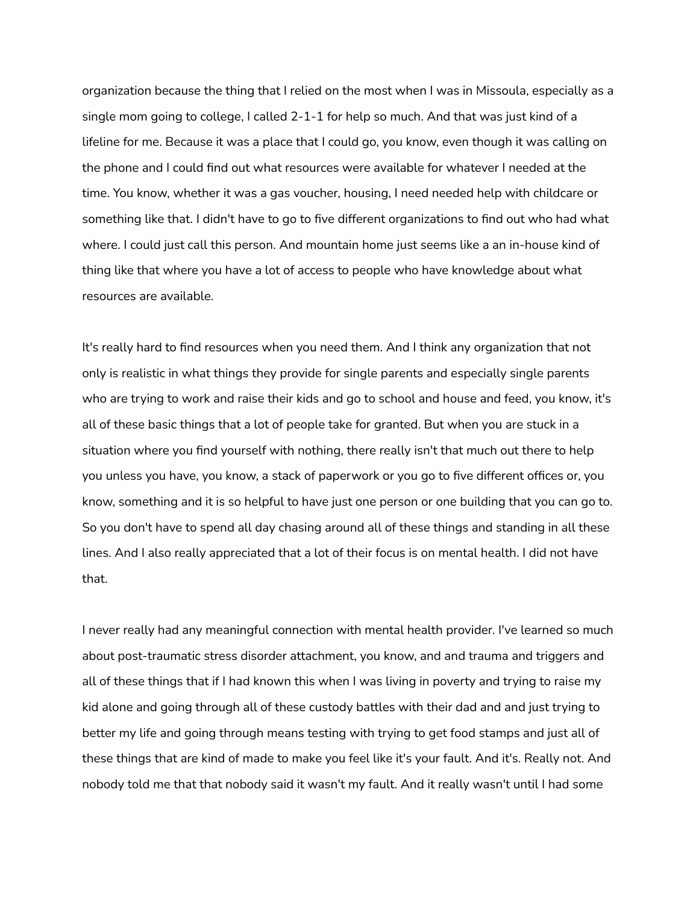organization because the thing that I relied on the most when I was in Missoula, especially as a single mom going to college, I called 2-1-1 for help so much. And that was just kind of a lifeline for me. Because it was a place that I could go, you know, even though it was calling on the phone and I could find out what resources were available for whatever I needed at the time. You know, whether it was a gas voucher, housing, I need needed help with childcare or something like that. I didn't have to go to five different organizations to find out who had what where. I could just call this person. And mountain home just seems like a an in-house kind of thing like that where you have a lot of access to people who have knowledge about what resources are available.

It's really hard to find resources when you need them. And I think any organization that not only is realistic in what things they provide for single parents and especially single parents who are trying to work and raise their kids and go to school and house and feed, you know, it's all of these basic things that a lot of people take for granted. But when you are stuck in a situation where you find yourself with nothing, there really isn't that much out there to help you unless you have, you know, a stack of paperwork or you go to five different offices or, you know, something and it is so helpful to have just one person or one building that you can go to. So you don't have to spend all day chasing around all of these things and standing in all these lines. And I also really appreciated that a lot of their focus is on mental health. I did not have that.

I never really had any meaningful connection with mental health provider. I've learned so much about post-traumatic stress disorder attachment, you know, and and trauma and triggers and all of these things that if I had known this when I was living in poverty and trying to raise my kid alone and going through all of these custody battles with their dad and and just trying to better my life and going through means testing with trying to get food stamps and just all of these things that are kind of made to make you feel like it's your fault. And it's. Really not. And nobody told me that that nobody said it wasn't my fault. And it really wasn't until I had some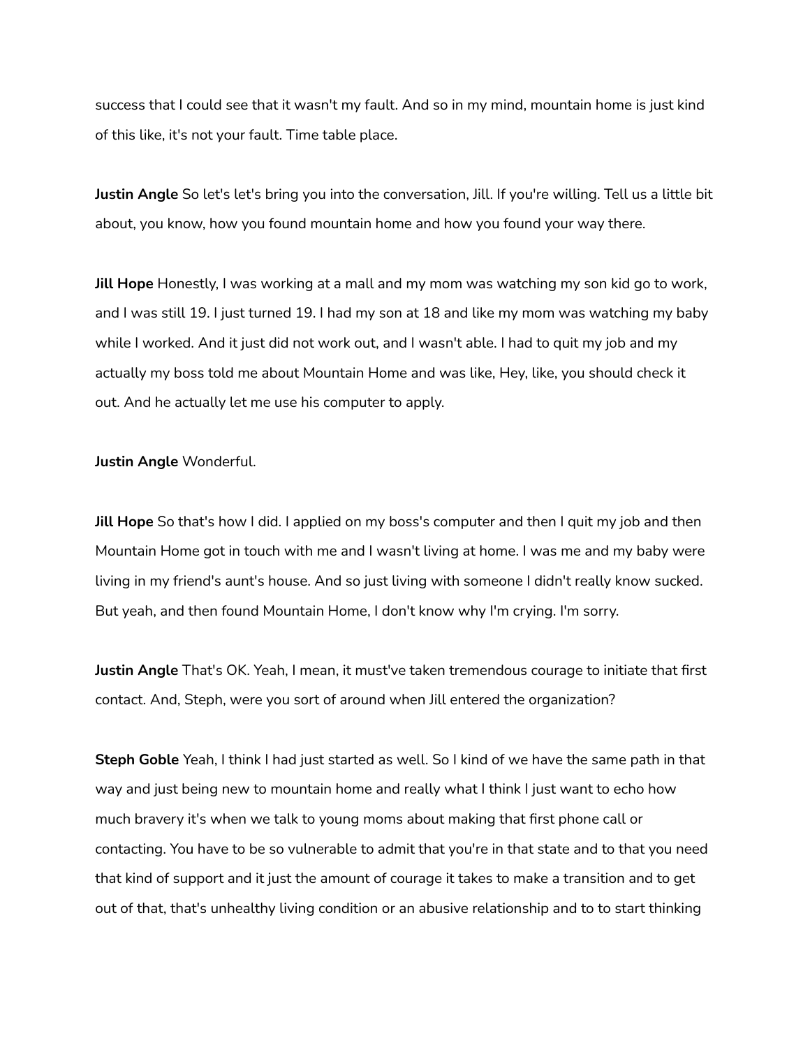success that I could see that it wasn't my fault. And so in my mind, mountain home is just kind of this like, it's not your fault. Time table place.

**Justin Angle** So let's let's bring you into the conversation, Jill. If you're willing. Tell us a little bit about, you know, how you found mountain home and how you found your way there.

**Jill Hope** Honestly, I was working at a mall and my mom was watching my son kid go to work, and I was still 19. I just turned 19. I had my son at 18 and like my mom was watching my baby while I worked. And it just did not work out, and I wasn't able. I had to quit my job and my actually my boss told me about Mountain Home and was like, Hey, like, you should check it out. And he actually let me use his computer to apply.

**Justin Angle** Wonderful.

**Jill Hope** So that's how I did. I applied on my boss's computer and then I quit my job and then Mountain Home got in touch with me and I wasn't living at home. I was me and my baby were living in my friend's aunt's house. And so just living with someone I didn't really know sucked. But yeah, and then found Mountain Home, I don't know why I'm crying. I'm sorry.

**Justin Angle** That's OK. Yeah, I mean, it must've taken tremendous courage to initiate that first contact. And, Steph, were you sort of around when Jill entered the organization?

**Steph Goble** Yeah, I think I had just started as well. So I kind of we have the same path in that way and just being new to mountain home and really what I think I just want to echo how much bravery it's when we talk to young moms about making that first phone call or contacting. You have to be so vulnerable to admit that you're in that state and to that you need that kind of support and it just the amount of courage it takes to make a transition and to get out of that, that's unhealthy living condition or an abusive relationship and to to start thinking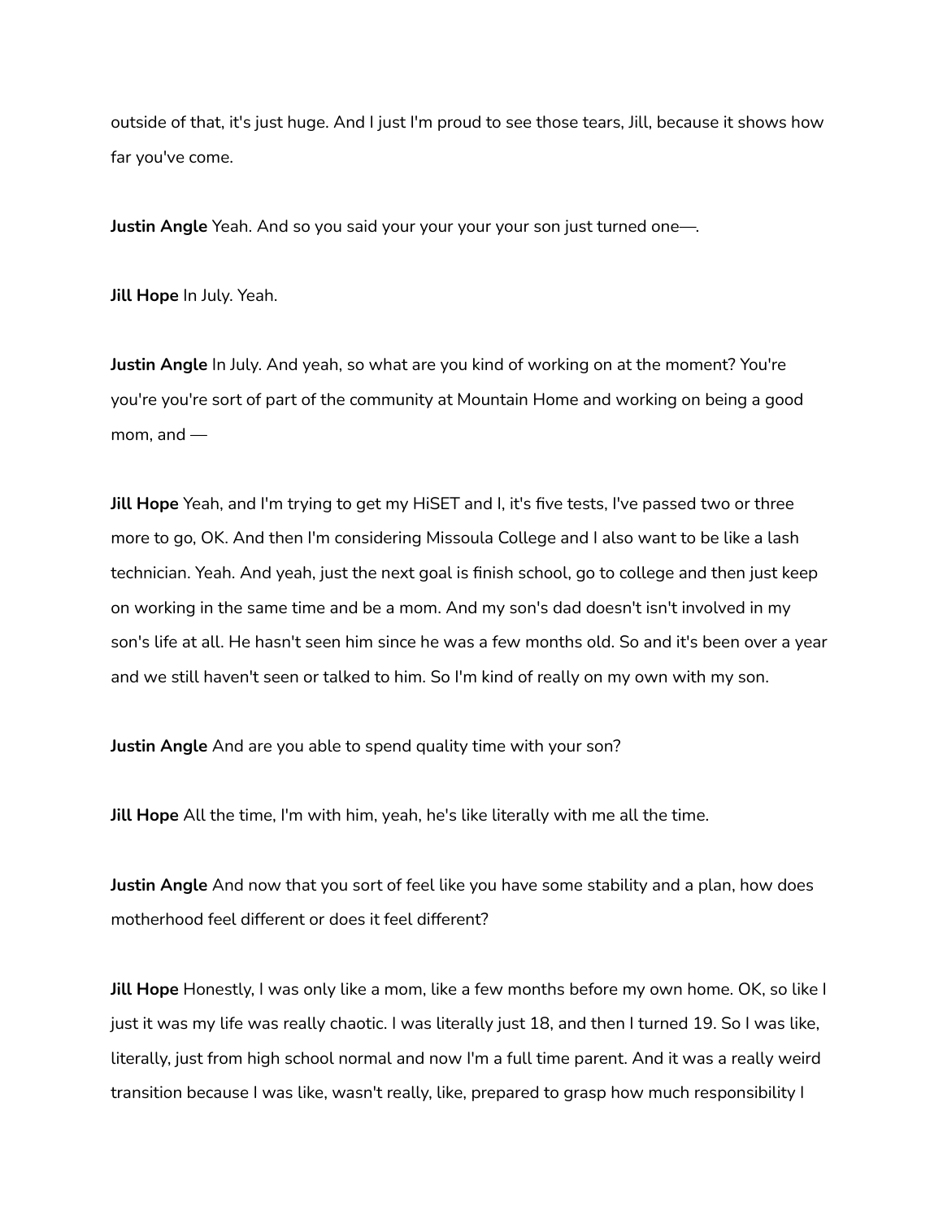outside of that, it's just huge. And I just I'm proud to see those tears, Jill, because it shows how far you've come.

**Justin Angle** Yeah. And so you said your your your your son just turned one—.

**Jill Hope** In July. Yeah.

**Justin Angle** In July. And yeah, so what are you kind of working on at the moment? You're you're you're sort of part of the community at Mountain Home and working on being a good mom, and —

**Jill Hope** Yeah, and I'm trying to get my HiSET and I, it's five tests, I've passed two or three more to go, OK. And then I'm considering Missoula College and I also want to be like a lash technician. Yeah. And yeah, just the next goal is finish school, go to college and then just keep on working in the same time and be a mom. And my son's dad doesn't isn't involved in my son's life at all. He hasn't seen him since he was a few months old. So and it's been over a year and we still haven't seen or talked to him. So I'm kind of really on my own with my son.

**Justin Angle** And are you able to spend quality time with your son?

**Jill Hope** All the time, I'm with him, yeah, he's like literally with me all the time.

**Justin Angle** And now that you sort of feel like you have some stability and a plan, how does motherhood feel different or does it feel different?

**Jill Hope** Honestly, I was only like a mom, like a few months before my own home. OK, so like I just it was my life was really chaotic. I was literally just 18, and then I turned 19. So I was like, literally, just from high school normal and now I'm a full time parent. And it was a really weird transition because I was like, wasn't really, like, prepared to grasp how much responsibility I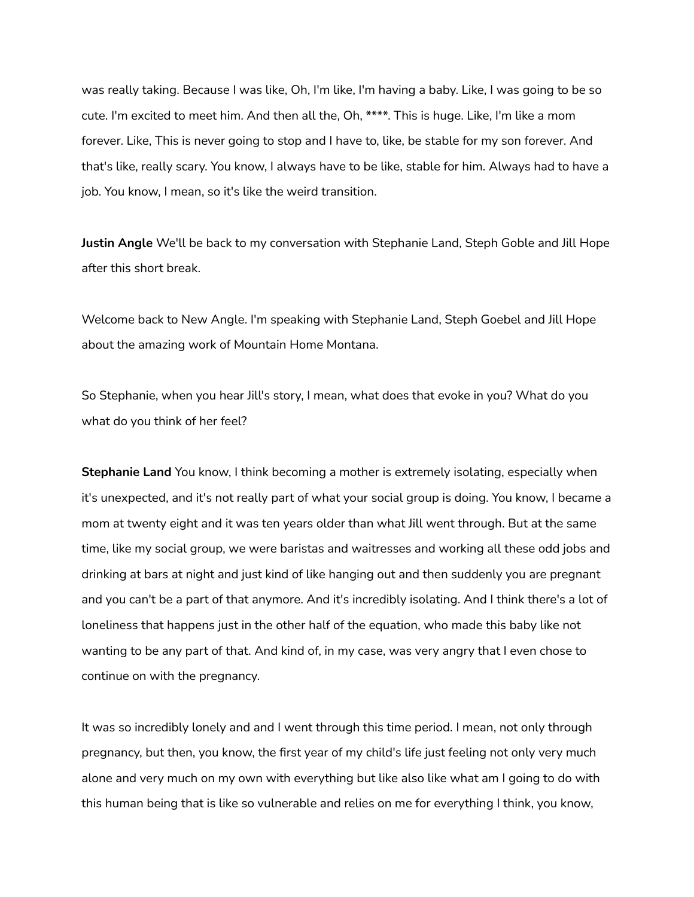was really taking. Because I was like, Oh, I'm like, I'm having a baby. Like, I was going to be so cute. I'm excited to meet him. And then all the, Oh, ****. This is huge. Like, I'm like a mom forever. Like, This is never going to stop and I have to, like, be stable for my son forever. And that's like, really scary. You know, I always have to be like, stable for him. Always had to have a job. You know, I mean, so it's like the weird transition.

**Justin Angle** We'll be back to my conversation with Stephanie Land, Steph Goble and Jill Hope after this short break.

Welcome back to New Angle. I'm speaking with Stephanie Land, Steph Goebel and Jill Hope about the amazing work of Mountain Home Montana.

So Stephanie, when you hear Jill's story, I mean, what does that evoke in you? What do you what do you think of her feel?

**Stephanie Land** You know, I think becoming a mother is extremely isolating, especially when it's unexpected, and it's not really part of what your social group is doing. You know, I became a mom at twenty eight and it was ten years older than what Jill went through. But at the same time, like my social group, we were baristas and waitresses and working all these odd jobs and drinking at bars at night and just kind of like hanging out and then suddenly you are pregnant and you can't be a part of that anymore. And it's incredibly isolating. And I think there's a lot of loneliness that happens just in the other half of the equation, who made this baby like not wanting to be any part of that. And kind of, in my case, was very angry that I even chose to continue on with the pregnancy.

It was so incredibly lonely and and I went through this time period. I mean, not only through pregnancy, but then, you know, the first year of my child's life just feeling not only very much alone and very much on my own with everything but like also like what am I going to do with this human being that is like so vulnerable and relies on me for everything I think, you know,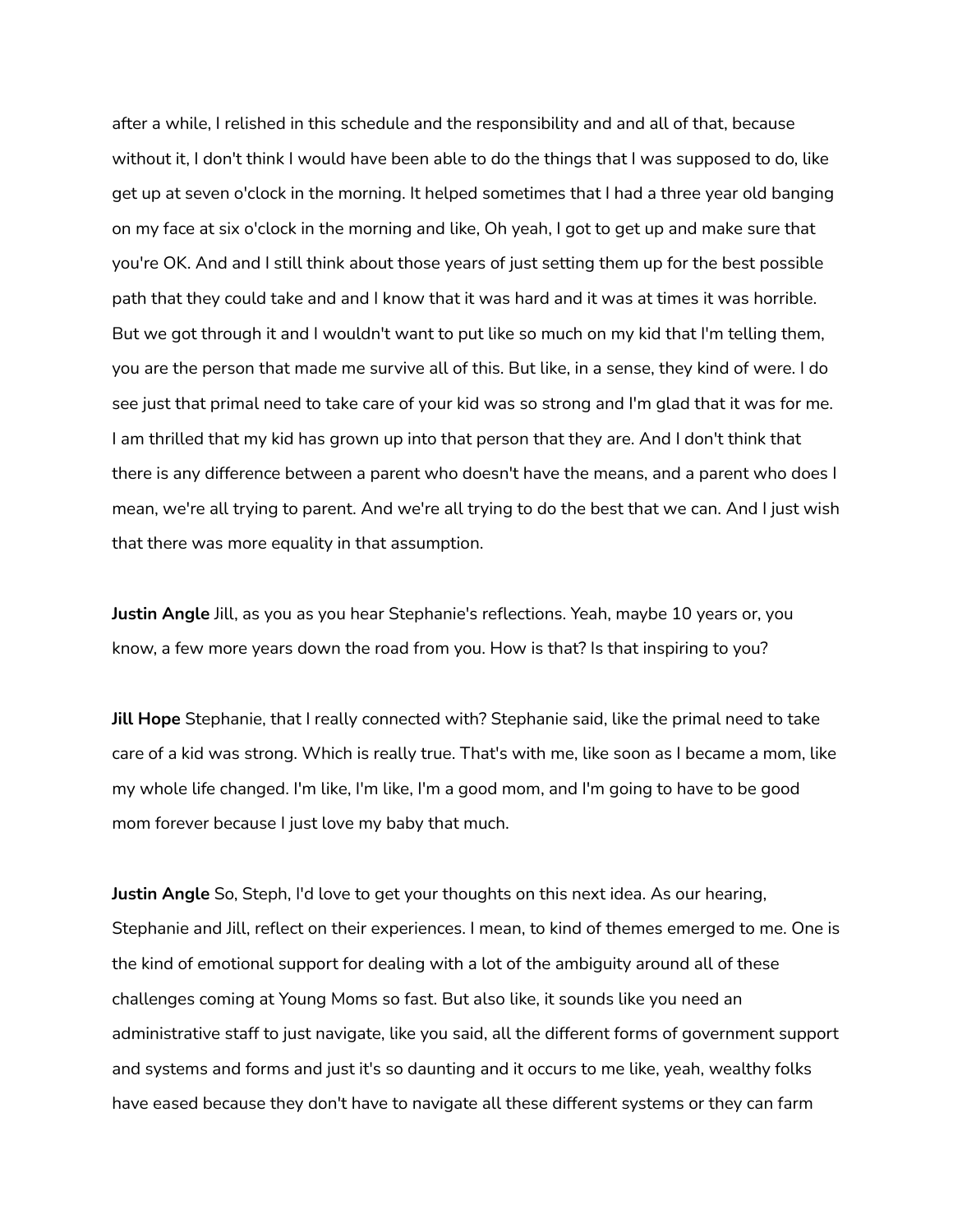after a while, I relished in this schedule and the responsibility and and all of that, because without it, I don't think I would have been able to do the things that I was supposed to do, like get up at seven o'clock in the morning. It helped sometimes that I had a three year old banging on my face at six o'clock in the morning and like, Oh yeah, I got to get up and make sure that you're OK. And and I still think about those years of just setting them up for the best possible path that they could take and and I know that it was hard and it was at times it was horrible. But we got through it and I wouldn't want to put like so much on my kid that I'm telling them, you are the person that made me survive all of this. But like, in a sense, they kind of were. I do see just that primal need to take care of your kid was so strong and I'm glad that it was for me. I am thrilled that my kid has grown up into that person that they are. And I don't think that there is any difference between a parent who doesn't have the means, and a parent who does I mean, we're all trying to parent. And we're all trying to do the best that we can. And I just wish that there was more equality in that assumption.

**Justin Angle** Jill, as you as you hear Stephanie's reflections. Yeah, maybe 10 years or, you know, a few more years down the road from you. How is that? Is that inspiring to you?

**Jill Hope** Stephanie, that I really connected with? Stephanie said, like the primal need to take care of a kid was strong. Which is really true. That's with me, like soon as I became a mom, like my whole life changed. I'm like, I'm like, I'm a good mom, and I'm going to have to be good mom forever because I just love my baby that much.

**Justin Angle** So, Steph, I'd love to get your thoughts on this next idea. As our hearing, Stephanie and Jill, reflect on their experiences. I mean, to kind of themes emerged to me. One is the kind of emotional support for dealing with a lot of the ambiguity around all of these challenges coming at Young Moms so fast. But also like, it sounds like you need an administrative staff to just navigate, like you said, all the different forms of government support and systems and forms and just it's so daunting and it occurs to me like, yeah, wealthy folks have eased because they don't have to navigate all these different systems or they can farm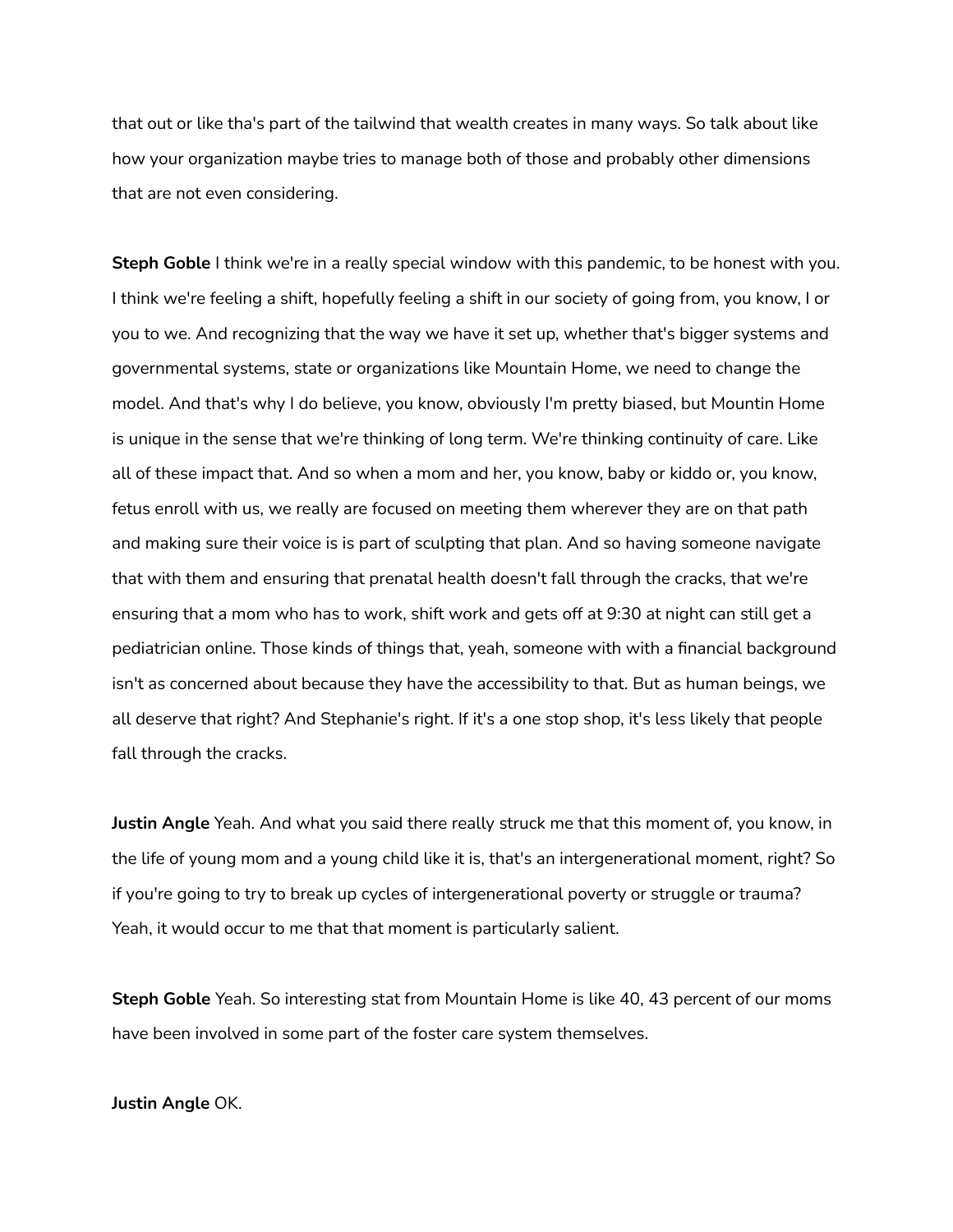that out or like tha's part of the tailwind that wealth creates in many ways. So talk about like how your organization maybe tries to manage both of those and probably other dimensions that are not even considering.

**Steph Goble** I think we're in a really special window with this pandemic, to be honest with you. I think we're feeling a shift, hopefully feeling a shift in our society of going from, you know, I or you to we. And recognizing that the way we have it set up, whether that's bigger systems and governmental systems, state or organizations like Mountain Home, we need to change the model. And that's why I do believe, you know, obviously I'm pretty biased, but Mountin Home is unique in the sense that we're thinking of long term. We're thinking continuity of care. Like all of these impact that. And so when a mom and her, you know, baby or kiddo or, you know, fetus enroll with us, we really are focused on meeting them wherever they are on that path and making sure their voice is is part of sculpting that plan. And so having someone navigate that with them and ensuring that prenatal health doesn't fall through the cracks, that we're ensuring that a mom who has to work, shift work and gets off at 9:30 at night can still get a pediatrician online. Those kinds of things that, yeah, someone with with a financial background isn't as concerned about because they have the accessibility to that. But as human beings, we all deserve that right? And Stephanie's right. If it's a one stop shop, it's less likely that people fall through the cracks.

**Justin Angle** Yeah. And what you said there really struck me that this moment of, you know, in the life of young mom and a young child like it is, that's an intergenerational moment, right? So if you're going to try to break up cycles of intergenerational poverty or struggle or trauma? Yeah, it would occur to me that that moment is particularly salient.

**Steph Goble** Yeah. So interesting stat from Mountain Home is like 40, 43 percent of our moms have been involved in some part of the foster care system themselves.

**Justin Angle** OK.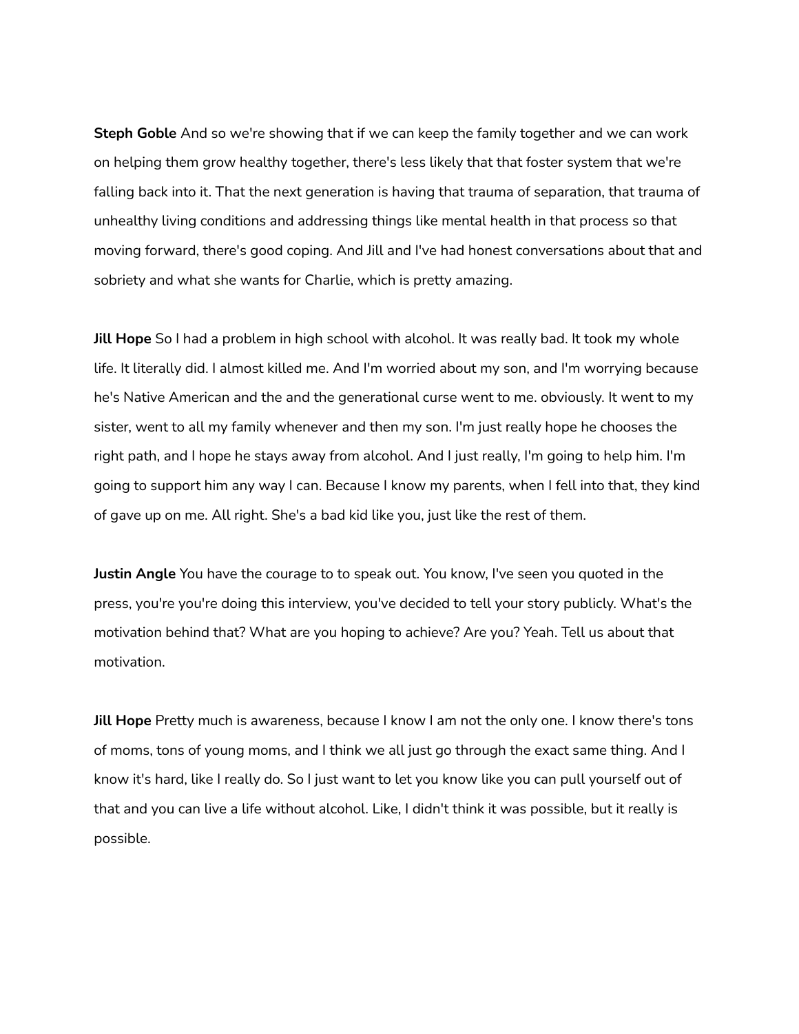**Steph Goble** And so we're showing that if we can keep the family together and we can work on helping them grow healthy together, there's less likely that that foster system that we're falling back into it. That the next generation is having that trauma of separation, that trauma of unhealthy living conditions and addressing things like mental health in that process so that moving forward, there's good coping. And Jill and I've had honest conversations about that and sobriety and what she wants for Charlie, which is pretty amazing.

**Jill Hope** So I had a problem in high school with alcohol. It was really bad. It took my whole life. It literally did. I almost killed me. And I'm worried about my son, and I'm worrying because he's Native American and the and the generational curse went to me. obviously. It went to my sister, went to all my family whenever and then my son. I'm just really hope he chooses the right path, and I hope he stays away from alcohol. And I just really, I'm going to help him. I'm going to support him any way I can. Because I know my parents, when I fell into that, they kind of gave up on me. All right. She's a bad kid like you, just like the rest of them.

**Justin Angle** You have the courage to to speak out. You know, I've seen you quoted in the press, you're you're doing this interview, you've decided to tell your story publicly. What's the motivation behind that? What are you hoping to achieve? Are you? Yeah. Tell us about that motivation.

**Jill Hope** Pretty much is awareness, because I know I am not the only one. I know there's tons of moms, tons of young moms, and I think we all just go through the exact same thing. And I know it's hard, like I really do. So I just want to let you know like you can pull yourself out of that and you can live a life without alcohol. Like, I didn't think it was possible, but it really is possible.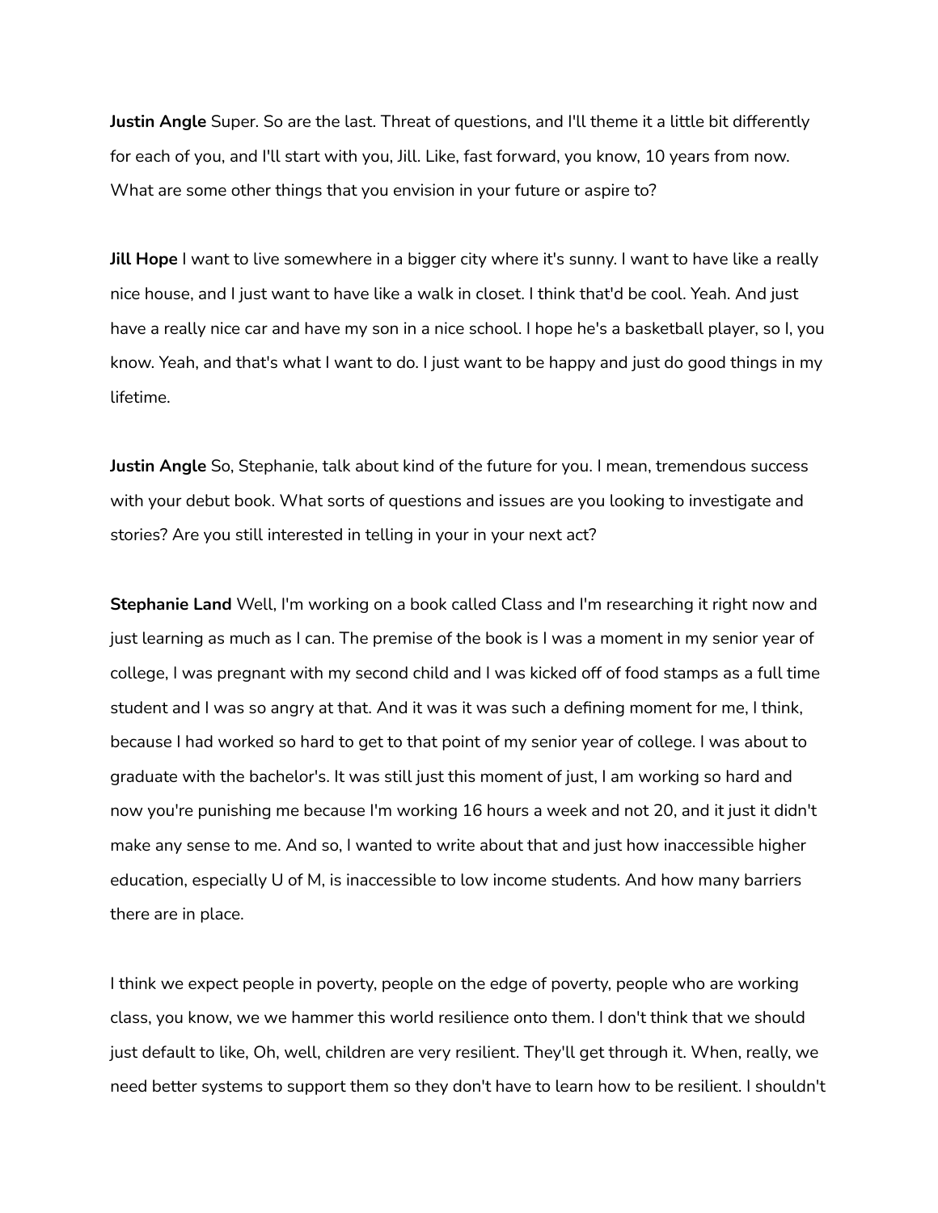**Justin Angle** Super. So are the last. Threat of questions, and I'll theme it a little bit differently for each of you, and I'll start with you, Jill. Like, fast forward, you know, 10 years from now. What are some other things that you envision in your future or aspire to?

**Jill Hope** I want to live somewhere in a bigger city where it's sunny. I want to have like a really nice house, and I just want to have like a walk in closet. I think that'd be cool. Yeah. And just have a really nice car and have my son in a nice school. I hope he's a basketball player, so I, you know. Yeah, and that's what I want to do. I just want to be happy and just do good things in my lifetime.

**Justin Angle** So, Stephanie, talk about kind of the future for you. I mean, tremendous success with your debut book. What sorts of questions and issues are you looking to investigate and stories? Are you still interested in telling in your in your next act?

**Stephanie Land** Well, I'm working on a book called Class and I'm researching it right now and just learning as much as I can. The premise of the book is I was a moment in my senior year of college, I was pregnant with my second child and I was kicked off of food stamps as a full time student and I was so angry at that. And it was it was such a defining moment for me, I think, because I had worked so hard to get to that point of my senior year of college. I was about to graduate with the bachelor's. It was still just this moment of just, I am working so hard and now you're punishing me because I'm working 16 hours a week and not 20, and it just it didn't make any sense to me. And so, I wanted to write about that and just how inaccessible higher education, especially U of M, is inaccessible to low income students. And how many barriers there are in place.

I think we expect people in poverty, people on the edge of poverty, people who are working class, you know, we we hammer this world resilience onto them. I don't think that we should just default to like, Oh, well, children are very resilient. They'll get through it. When, really, we need better systems to support them so they don't have to learn how to be resilient. I shouldn't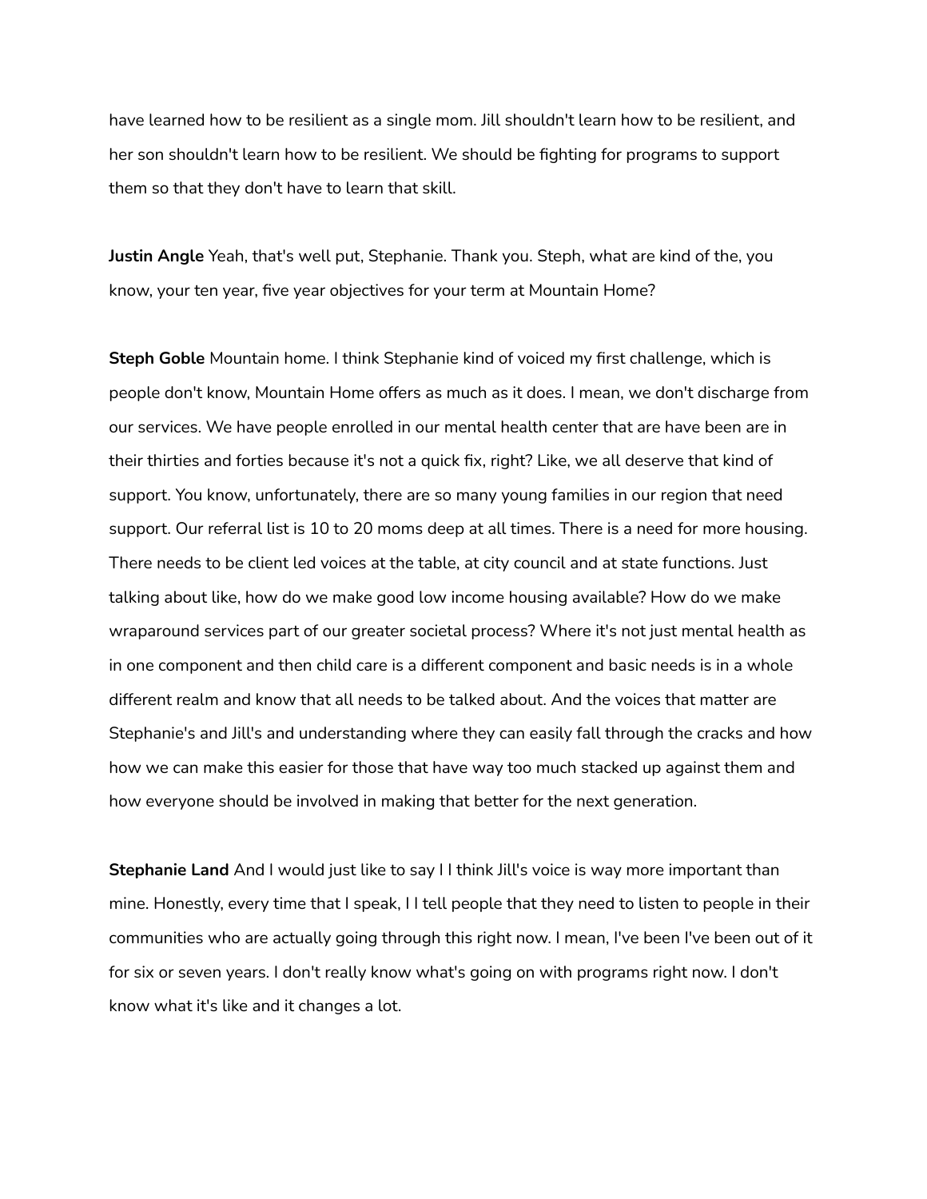have learned how to be resilient as a single mom. Jill shouldn't learn how to be resilient, and her son shouldn't learn how to be resilient. We should be fighting for programs to support them so that they don't have to learn that skill.

**Justin Angle** Yeah, that's well put, Stephanie. Thank you. Steph, what are kind of the, you know, your ten year, five year objectives for your term at Mountain Home?

**Steph Goble** Mountain home. I think Stephanie kind of voiced my first challenge, which is people don't know, Mountain Home offers as much as it does. I mean, we don't discharge from our services. We have people enrolled in our mental health center that are have been are in their thirties and forties because it's not a quick fix, right? Like, we all deserve that kind of support. You know, unfortunately, there are so many young families in our region that need support. Our referral list is 10 to 20 moms deep at all times. There is a need for more housing. There needs to be client led voices at the table, at city council and at state functions. Just talking about like, how do we make good low income housing available? How do we make wraparound services part of our greater societal process? Where it's not just mental health as in one component and then child care is a different component and basic needs is in a whole different realm and know that all needs to be talked about. And the voices that matter are Stephanie's and Jill's and understanding where they can easily fall through the cracks and how how we can make this easier for those that have way too much stacked up against them and how everyone should be involved in making that better for the next generation.

**Stephanie Land** And I would just like to say I I think Jill's voice is way more important than mine. Honestly, every time that I speak, I I tell people that they need to listen to people in their communities who are actually going through this right now. I mean, I've been I've been out of it for six or seven years. I don't really know what's going on with programs right now. I don't know what it's like and it changes a lot.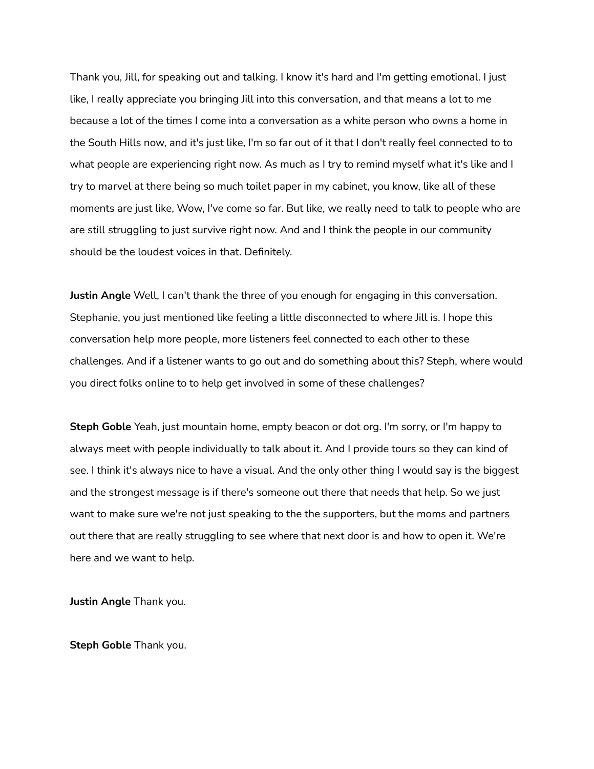Thank you, Jill, for speaking out and talking. I know it's hard and I'm getting emotional. I just like, I really appreciate you bringing Jill into this conversation, and that means a lot to me because a lot of the times I come into a conversation as a white person who owns a home in the South Hills now, and it's just like, I'm so far out of it that I don't really feel connected to to what people are experiencing right now. As much as I try to remind myself what it's like and I try to marvel at there being so much toilet paper in my cabinet, you know, like all of these moments are just like, Wow, I've come so far. But like, we really need to talk to people who are are still struggling to just survive right now. And and I think the people in our community should be the loudest voices in that. Definitely.

**Justin Angle** Well, I can't thank the three of you enough for engaging in this conversation. Stephanie, you just mentioned like feeling a little disconnected to where Jill is. I hope this conversation help more people, more listeners feel connected to each other to these challenges. And if a listener wants to go out and do something about this? Steph, where would you direct folks online to to help get involved in some of these challenges?

**Steph Goble** Yeah, just mountain home, empty beacon or dot org. I'm sorry, or I'm happy to always meet with people individually to talk about it. And I provide tours so they can kind of see. I think it's always nice to have a visual. And the only other thing I would say is the biggest and the strongest message is if there's someone out there that needs that help. So we just want to make sure we're not just speaking to the the supporters, but the moms and partners out there that are really struggling to see where that next door is and how to open it. We're here and we want to help.

**Justin Angle** Thank you.

**Steph Goble** Thank you.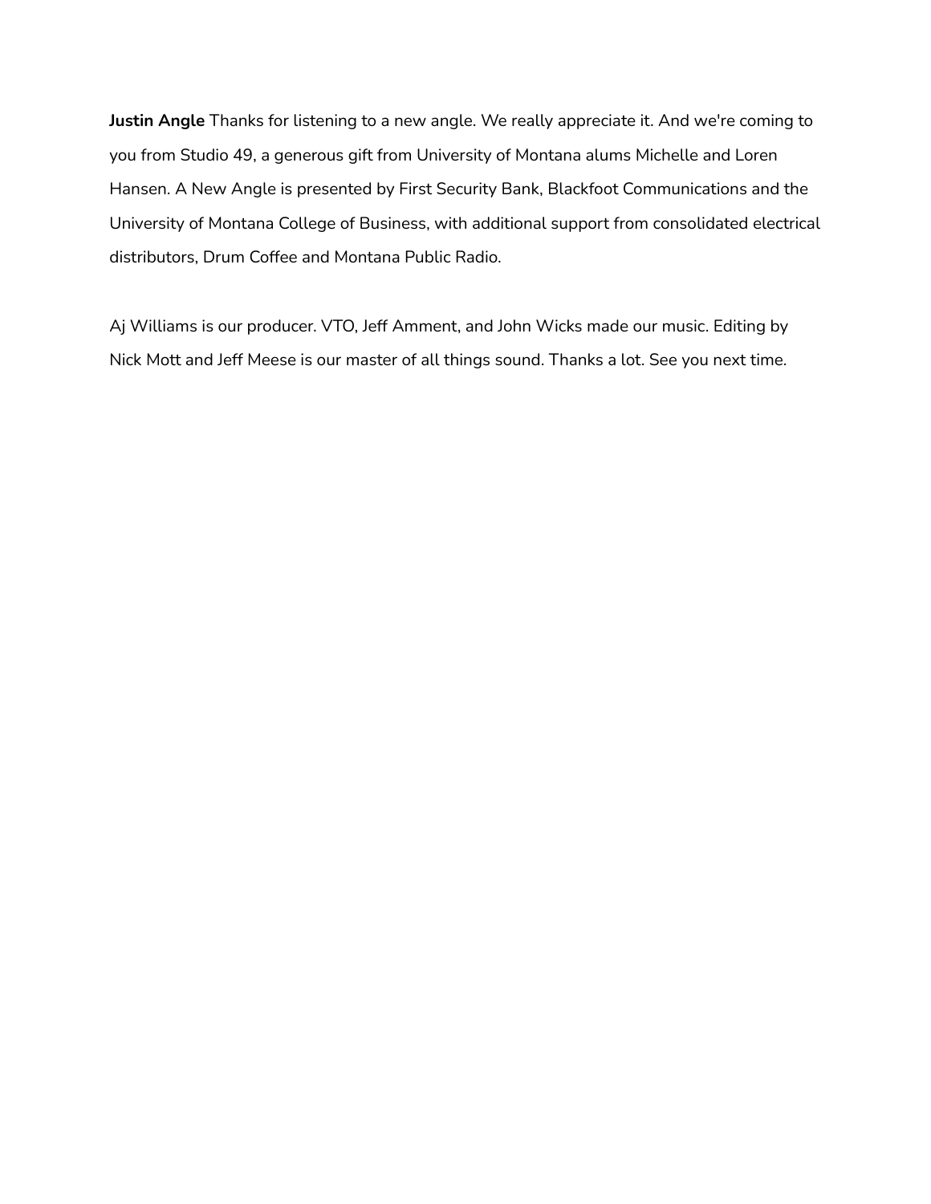**Justin Angle** Thanks for listening to a new angle. We really appreciate it. And we're coming to you from Studio 49, a generous gift from University of Montana alums Michelle and Loren Hansen. A New Angle is presented by First Security Bank, Blackfoot Communications and the University of Montana College of Business, with additional support from consolidated electrical distributors, Drum Coffee and Montana Public Radio.

Aj Williams is our producer. VTO, Jeff Amment, and John Wicks made our music. Editing by Nick Mott and Jeff Meese is our master of all things sound. Thanks a lot. See you next time.